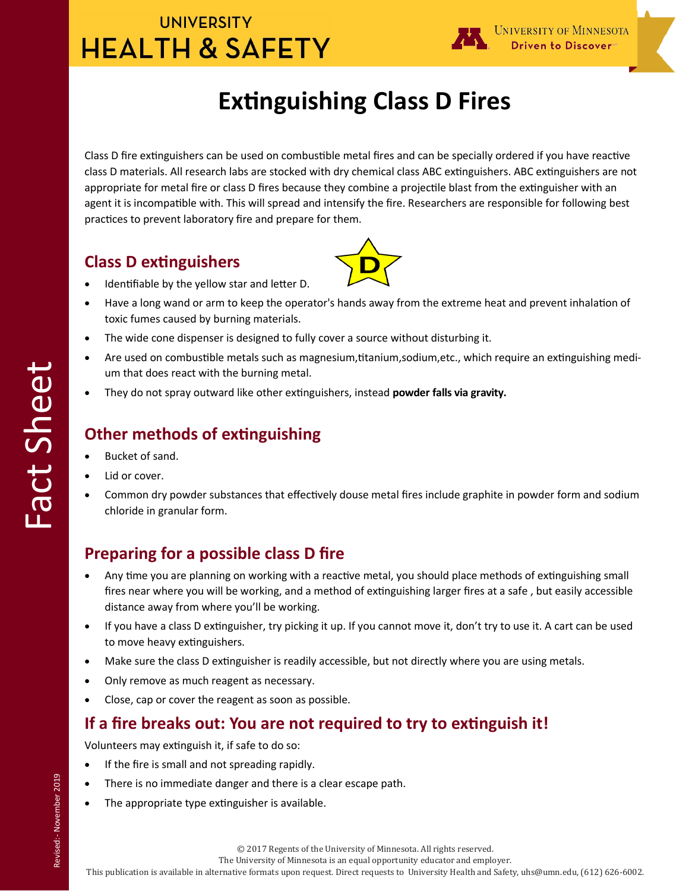UNIVERSITY
HEALTH & SAFETY

University of Minnesota
Driven to Discover

# Extinguishing Class D Fires

Class D fire extinguishers can be used on combustible metal fires and can be specially ordered if you have reactive class D materials. All research labs are stocked with dry chemical class ABC extinguishers. ABC extinguishers are not appropriate for metal fire or class D fires because they combine a projectile blast from the extinguisher with an agent it is incompatible with. This will spread and intensify the fire. Researchers are responsible for following best practices to prevent laboratory fire and prepare for them.

## Class D extinguishers

- Identifiable by the yellow star and letter D.
- Have a long wand or arm to keep the operator's hands away from the extreme heat and prevent inhalation of toxic fumes caused by burning materials.
- The wide cone dispenser is designed to fully cover a source without disturbing it.
- Are used on combustible metals such as magnesium,titanium,sodium,etc., which require an extinguishing medium that does react with the burning metal.
- They do not spray outward like other extinguishers, instead **powder falls via gravity.**

## Other methods of extinguishing

- Bucket of sand.
- Lid or cover.
- Common dry powder substances that effectively douse metal fires include graphite in powder form and sodium chloride in granular form.

## Preparing for a possible class D fire

- Any time you are planning on working with a reactive metal, you should place methods of extinguishing small fires near where you will be working, and a method of extinguishing larger fires at a safe , but easily accessible distance away from where you'll be working.
- If you have a class D extinguisher, try picking it up. If you cannot move it, don't try to use it. A cart can be used to move heavy extinguishers.
- Make sure the class D extinguisher is readily accessible, but not directly where you are using metals.
- Only remove as much reagent as necessary.
- Close, cap or cover the reagent as soon as possible.

## If a fire breaks out: You are not required to try to extinguish it!

Volunteers may extinguish it, if safe to do so:

- If the fire is small and not spreading rapidly.
- There is no immediate danger and there is a clear escape path.
- The appropriate type extinguisher is available.

Fact Sheet

Revised:- November 2019

© 2017 Regents of the University of Minnesota. All rights reserved.
The University of Minnesota is an equal opportunity educator and employer.
This publication is available in alternative formats upon request. Direct requests to University Health and Safety, uhs@umn.edu, (612) 626-6002.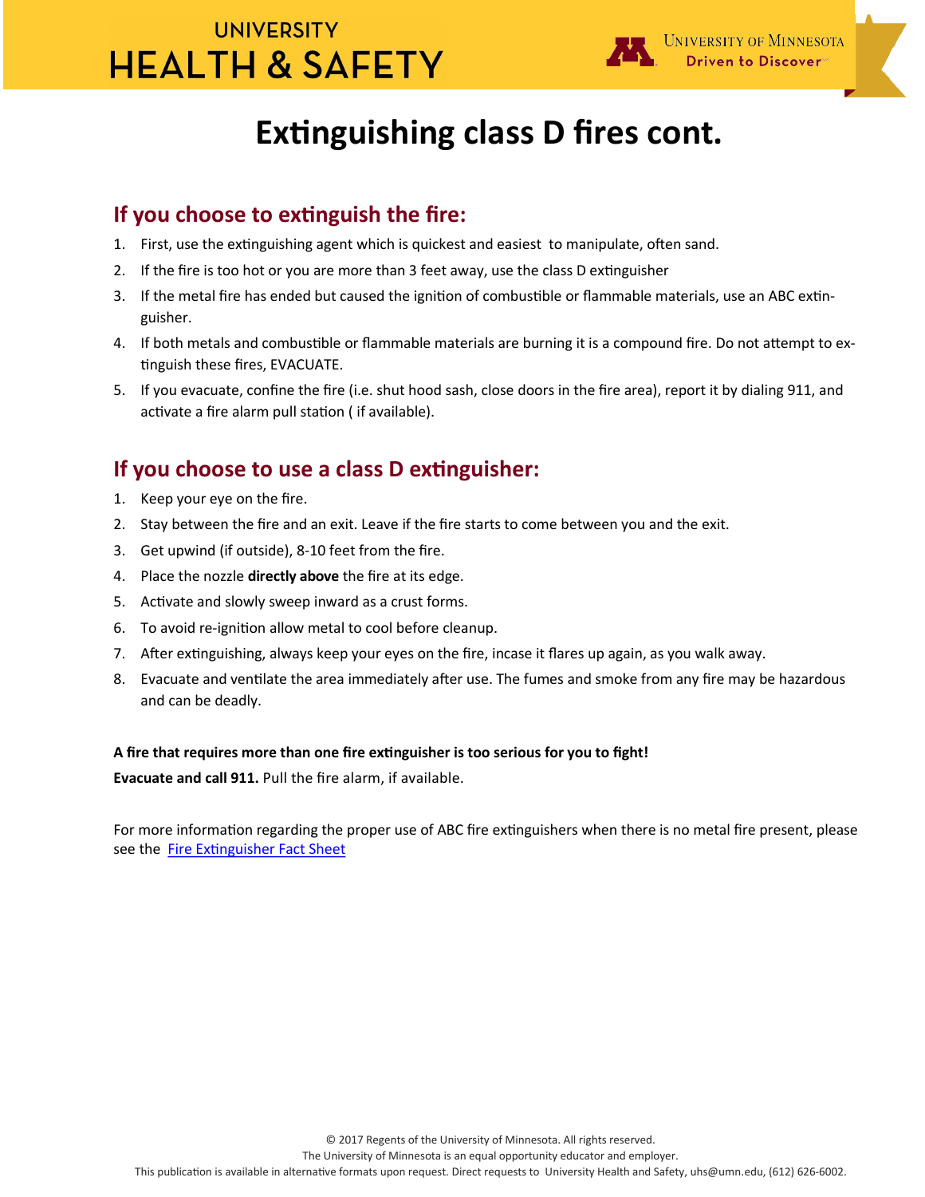# Extinguishing class D fires cont.

## If you choose to extinguish the fire:

1. First, use the extinguishing agent which is quickest and easiest to manipulate, often sand.
2. If the fire is too hot or you are more than 3 feet away, use the class D extinguisher
3. If the metal fire has ended but caused the ignition of combustible or flammable materials, use an ABC extinguisher.
4. If both metals and combustible or flammable materials are burning it is a compound fire. Do not attempt to extinguish these fires, EVACUATE.
5. If you evacuate, confine the fire (i.e. shut hood sash, close doors in the fire area), report it by dialing 911, and activate a fire alarm pull station ( if available).

## If you choose to use a class D extinguisher:

1. Keep your eye on the fire.
2. Stay between the fire and an exit. Leave if the fire starts to come between you and the exit.
3. Get upwind (if outside), 8-10 feet from the fire.
4. Place the nozzle **directly above** the fire at its edge.
5. Activate and slowly sweep inward as a crust forms.
6. To avoid re-ignition allow metal to cool before cleanup.
7. After extinguishing, always keep your eyes on the fire, incase it flares up again, as you walk away.
8. Evacuate and ventilate the area immediately after use. The fumes and smoke from any fire may be hazardous and can be deadly.

**A fire that requires more than one fire extinguisher is too serious for you to fight!**

**Evacuate and call 911.** Pull the fire alarm, if available.

For more information regarding the proper use of ABC fire extinguishers when there is no metal fire present, please see the Fire Extinguisher Fact Sheet

© 2017 Regents of the University of Minnesota. All rights reserved.
The University of Minnesota is an equal opportunity educator and employer.
This publication is available in alternative formats upon request. Direct requests to University Health and Safety, uhs@umn.edu, (612) 626-6002.